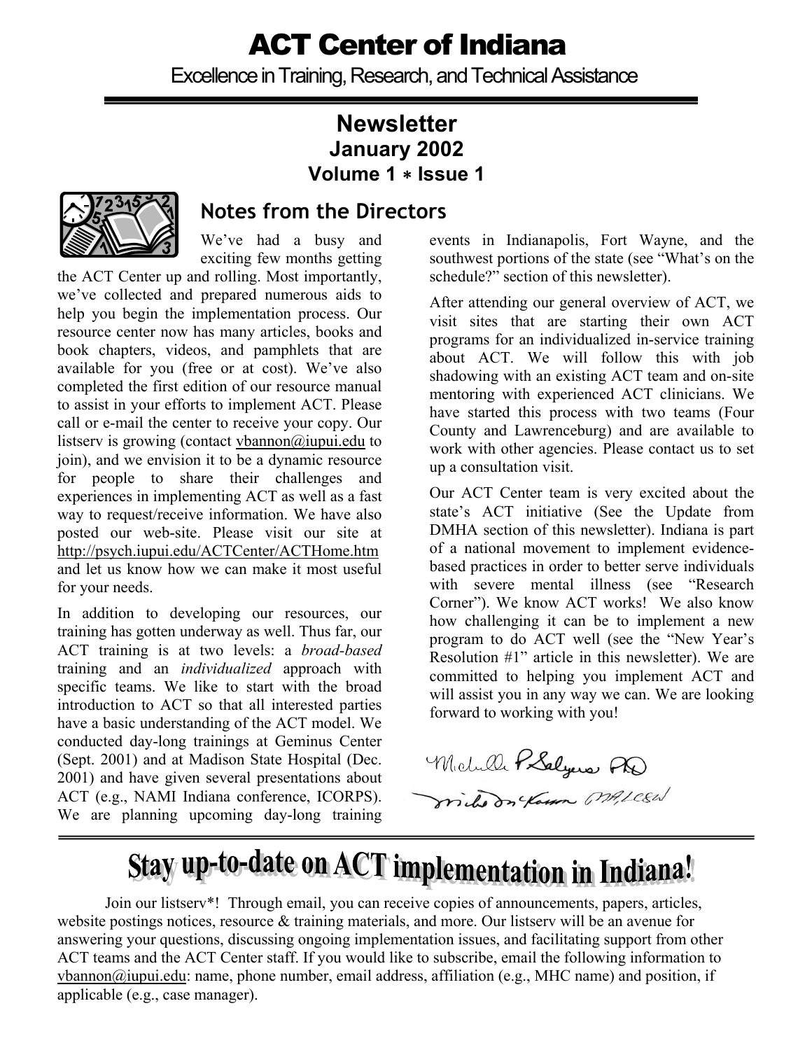# ACT Center of Indiana

Excellence in Training, Research, and Technical Assistance

## Newsletter
### January 2002
### Volume 1 ∗ Issue 1

## Notes from the Directors

We've had a busy and exciting few months getting the ACT Center up and rolling. Most importantly, we've collected and prepared numerous aids to help you begin the implementation process. Our resource center now has many articles, books and book chapters, videos, and pamphlets that are available for you (free or at cost). We've also completed the first edition of our resource manual to assist in your efforts to implement ACT. Please call or e-mail the center to receive your copy. Our listserv is growing (contact vbannon@iupui.edu to join), and we envision it to be a dynamic resource for people to share their challenges and experiences in implementing ACT as well as a fast way to request/receive information. We have also posted our web-site. Please visit our site at http://psych.iupui.edu/ACTCenter/ACTHome.htm and let us know how we can make it most useful for your needs.

In addition to developing our resources, our training has gotten underway as well. Thus far, our ACT training is at two levels: a *broad-based* training and an *individualized* approach with specific teams. We like to start with the broad introduction to ACT so that all interested parties have a basic understanding of the ACT model. We conducted day-long trainings at Geminus Center (Sept. 2001) and at Madison State Hospital (Dec. 2001) and have given several presentations about ACT (e.g., NAMI Indiana conference, ICORPS). We are planning upcoming day-long training events in Indianapolis, Fort Wayne, and the southwest portions of the state (see "What's on the schedule?" section of this newsletter).

After attending our general overview of ACT, we visit sites that are starting their own ACT programs for an individualized in-service training about ACT. We will follow this with job shadowing with an existing ACT team and on-site mentoring with experienced ACT clinicians. We have started this process with two teams (Four County and Lawrenceburg) and are available to work with other agencies. Please contact us to set up a consultation visit.

Our ACT Center team is very excited about the state's ACT initiative (See the Update from DMHA section of this newsletter). Indiana is part of a national movement to implement evidence-based practices in order to better serve individuals with severe mental illness (see "Research Corner"). We know ACT works! We also know how challenging it can be to implement a new program to do ACT well (see the "New Year's Resolution #1" article in this newsletter). We are committed to helping you implement ACT and will assist you in any way we can. We are looking forward to working with you!

Michelle P. Salyers PhD
Mike McKasson MA, LCSW

---

## Stay up-to-date on ACT implementation in Indiana!

Join our listserv*! Through email, you can receive copies of announcements, papers, articles, website postings notices, resource & training materials, and more. Our listserv will be an avenue for answering your questions, discussing ongoing implementation issues, and facilitating support from other ACT teams and the ACT Center staff. If you would like to subscribe, email the following information to vbannon@iupui.edu: name, phone number, email address, affiliation (e.g., MHC name) and position, if applicable (e.g., case manager).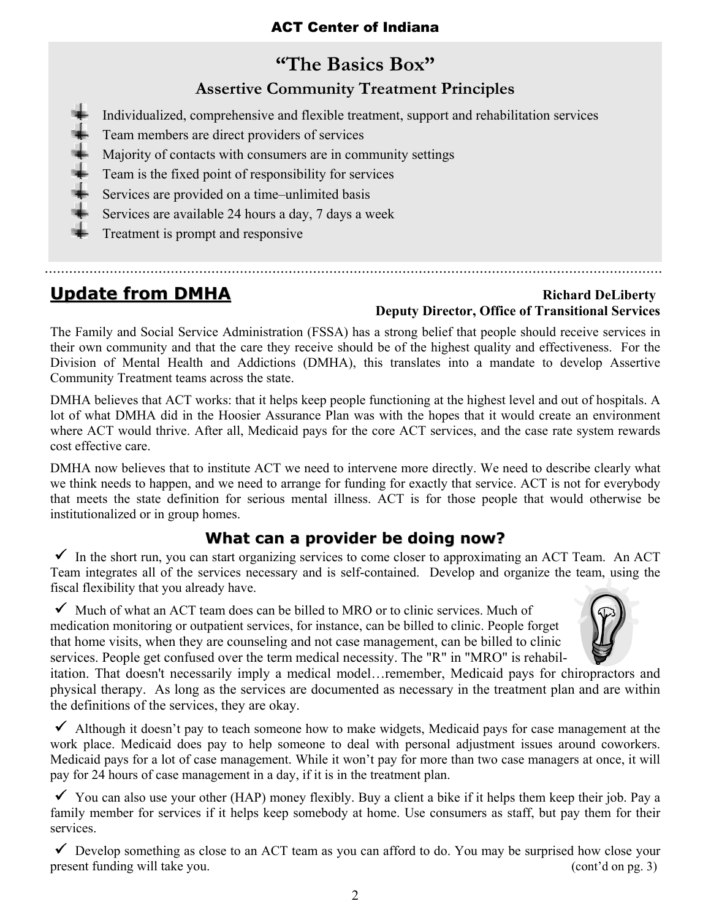## "The Basics Box"

### Assertive Community Treatment Principles

- Individualized, comprehensive and flexible treatment, support and rehabilitation services
- Team members are direct providers of services
- Majority of contacts with consumers are in community settings
- Team is the fixed point of responsibility for services
- Services are provided on a time–unlimited basis
- Services are available 24 hours a day, 7 days a week
- Treatment is prompt and responsive

## Update from DMHA

**Richard DeLiberty**
**Deputy Director, Office of Transitional Services**

The Family and Social Service Administration (FSSA) has a strong belief that people should receive services in their own community and that the care they receive should be of the highest quality and effectiveness. For the Division of Mental Health and Addictions (DMHA), this translates into a mandate to develop Assertive Community Treatment teams across the state.

DMHA believes that ACT works: that it helps keep people functioning at the highest level and out of hospitals. A lot of what DMHA did in the Hoosier Assurance Plan was with the hopes that it would create an environment where ACT would thrive. After all, Medicaid pays for the core ACT services, and the case rate system rewards cost effective care.

DMHA now believes that to institute ACT we need to intervene more directly. We need to describe clearly what we think needs to happen, and we need to arrange for funding for exactly that service. ACT is not for everybody that meets the state definition for serious mental illness. ACT is for those people that would otherwise be institutionalized or in group homes.

### What can a provider be doing now?

- ✓ In the short run, you can start organizing services to come closer to approximating an ACT Team. An ACT Team integrates all of the services necessary and is self-contained. Develop and organize the team, using the fiscal flexibility that you already have.

- ✓ Much of what an ACT team does can be billed to MRO or to clinic services. Much of medication monitoring or outpatient services, for instance, can be billed to clinic. People forget that home visits, when they are counseling and not case management, can be billed to clinic services. People get confused over the term medical necessity. The "R" in "MRO" is rehabilitation. That doesn't necessarily imply a medical model…remember, Medicaid pays for chiropractors and physical therapy. As long as the services are documented as necessary in the treatment plan and are within the definitions of the services, they are okay.

- ✓ Although it doesn't pay to teach someone how to make widgets, Medicaid pays for case management at the work place. Medicaid does pay to help someone to deal with personal adjustment issues around coworkers. Medicaid pays for a lot of case management. While it won't pay for more than two case managers at once, it will pay for 24 hours of case management in a day, if it is in the treatment plan.

- ✓ You can also use your other (HAP) money flexibly. Buy a client a bike if it helps them keep their job. Pay a family member for services if it helps keep somebody at home. Use consumers as staff, but pay them for their services.

- ✓ Develop something as close to an ACT team as you can afford to do. You may be surprised how close your present funding will take you. (cont'd on pg. 3)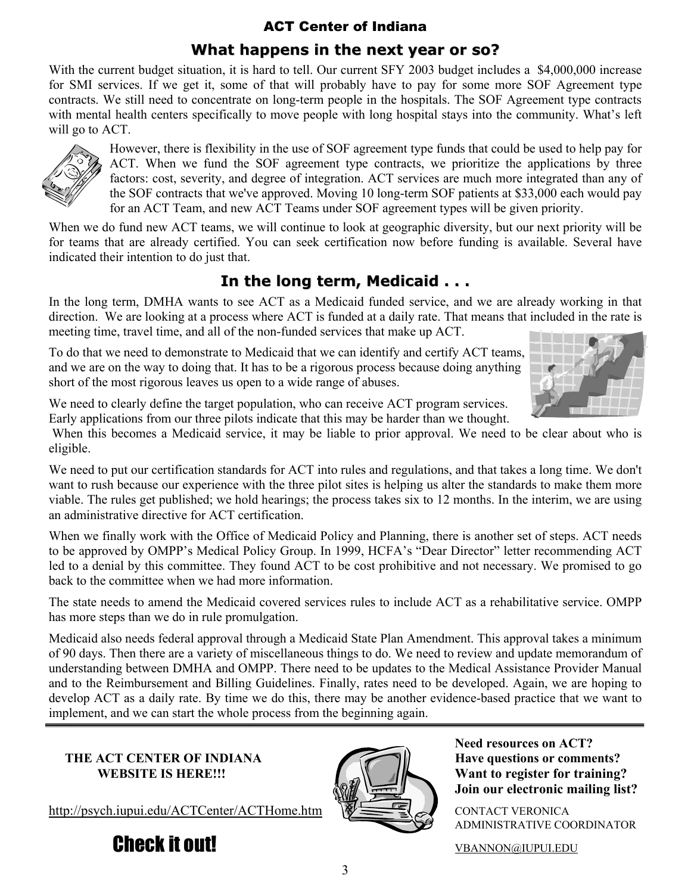ACT Center of Indiana

## What happens in the next year or so?

With the current budget situation, it is hard to tell. Our current SFY 2003 budget includes a $4,000,000 increase for SMI services. If we get it, some of that will probably have to pay for some more SOF Agreement type contracts. We still need to concentrate on long-term people in the hospitals. The SOF Agreement type contracts with mental health centers specifically to move people with long hospital stays into the community. What's left will go to ACT.

However, there is flexibility in the use of SOF agreement type funds that could be used to help pay for ACT. When we fund the SOF agreement type contracts, we prioritize the applications by three factors: cost, severity, and degree of integration. ACT services are much more integrated than any of the SOF contracts that we've approved. Moving 10 long-term SOF patients at $33,000 each would pay for an ACT Team, and new ACT Teams under SOF agreement types will be given priority.

When we do fund new ACT teams, we will continue to look at geographic diversity, but our next priority will be for teams that are already certified. You can seek certification now before funding is available. Several have indicated their intention to do just that.

## In the long term, Medicaid . . .

In the long term, DMHA wants to see ACT as a Medicaid funded service, and we are already working in that direction. We are looking at a process where ACT is funded at a daily rate. That means that included in the rate is meeting time, travel time, and all of the non-funded services that make up ACT.

To do that we need to demonstrate to Medicaid that we can identify and certify ACT teams, and we are on the way to doing that. It has to be a rigorous process because doing anything short of the most rigorous leaves us open to a wide range of abuses.

We need to clearly define the target population, who can receive ACT program services. Early applications from our three pilots indicate that this may be harder than we thought. When this becomes a Medicaid service, it may be liable to prior approval. We need to be clear about who is eligible.

We need to put our certification standards for ACT into rules and regulations, and that takes a long time. We don't want to rush because our experience with the three pilot sites is helping us alter the standards to make them more viable. The rules get published; we hold hearings; the process takes six to 12 months. In the interim, we are using an administrative directive for ACT certification.

When we finally work with the Office of Medicaid Policy and Planning, there is another set of steps. ACT needs to be approved by OMPP's Medical Policy Group. In 1999, HCFA's "Dear Director" letter recommending ACT led to a denial by this committee. They found ACT to be cost prohibitive and not necessary. We promised to go back to the committee when we had more information.

The state needs to amend the Medicaid covered services rules to include ACT as a rehabilitative service. OMPP has more steps than we do in rule promulgation.

Medicaid also needs federal approval through a Medicaid State Plan Amendment. This approval takes a minimum of 90 days. Then there are a variety of miscellaneous things to do. We need to review and update memorandum of understanding between DMHA and OMPP. There need to be updates to the Medical Assistance Provider Manual and to the Reimbursement and Billing Guidelines. Finally, rates need to be developed. Again, we are hoping to develop ACT as a daily rate. By time we do this, there may be another evidence-based practice that we want to implement, and we can start the whole process from the beginning again.

---

**THE ACT CENTER OF INDIANA WEBSITE IS HERE!!!**

http://psych.iupui.edu/ACTCenter/ACTHome.htm

**Check it out!**

**Need resources on ACT?**
**Have questions or comments?**
**Want to register for training?**
**Join our electronic mailing list?**

CONTACT VERONICA
ADMINISTRATIVE COORDINATOR

VBANNON@IUPUI.EDU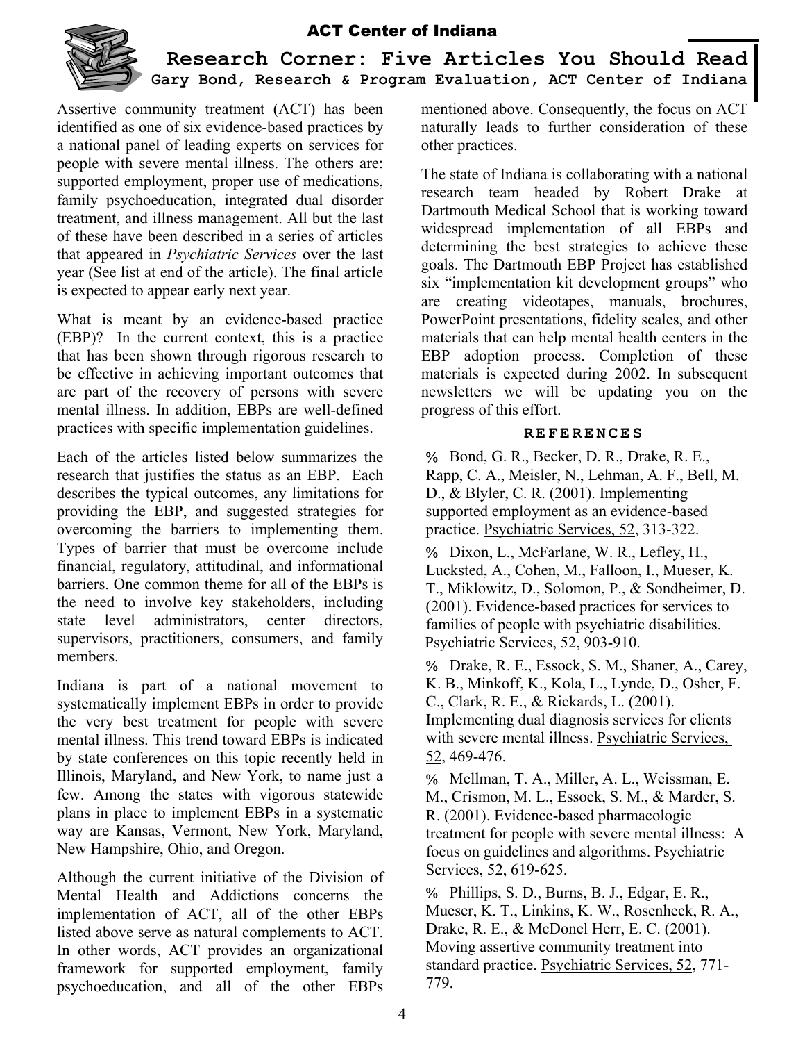ACT Center of Indiana

# Research Corner: Five Articles You Should Read

**Gary Bond, Research & Program Evaluation, ACT Center of Indiana**

Assertive community treatment (ACT) has been identified as one of six evidence-based practices by a national panel of leading experts on services for people with severe mental illness. The others are: supported employment, proper use of medications, family psychoeducation, integrated dual disorder treatment, and illness management. All but the last of these have been described in a series of articles that appeared in *Psychiatric Services* over the last year (See list at end of the article). The final article is expected to appear early next year.

What is meant by an evidence-based practice (EBP)? In the current context, this is a practice that has been shown through rigorous research to be effective in achieving important outcomes that are part of the recovery of persons with severe mental illness. In addition, EBPs are well-defined practices with specific implementation guidelines.

Each of the articles listed below summarizes the research that justifies the status as an EBP. Each describes the typical outcomes, any limitations for providing the EBP, and suggested strategies for overcoming the barriers to implementing them. Types of barrier that must be overcome include financial, regulatory, attitudinal, and informational barriers. One common theme for all of the EBPs is the need to involve key stakeholders, including state level administrators, center directors, supervisors, practitioners, consumers, and family members.

Indiana is part of a national movement to systematically implement EBPs in order to provide the very best treatment for people with severe mental illness. This trend toward EBPs is indicated by state conferences on this topic recently held in Illinois, Maryland, and New York, to name just a few. Among the states with vigorous statewide plans in place to implement EBPs in a systematic way are Kansas, Vermont, New York, Maryland, New Hampshire, Ohio, and Oregon.

Although the current initiative of the Division of Mental Health and Addictions concerns the implementation of ACT, all of the other EBPs listed above serve as natural complements to ACT. In other words, ACT provides an organizational framework for supported employment, family psychoeducation, and all of the other EBPs mentioned above. Consequently, the focus on ACT naturally leads to further consideration of these other practices.

The state of Indiana is collaborating with a national research team headed by Robert Drake at Dartmouth Medical School that is working toward widespread implementation of all EBPs and determining the best strategies to achieve these goals. The Dartmouth EBP Project has established six "implementation kit development groups" who are creating videotapes, manuals, brochures, PowerPoint presentations, fidelity scales, and other materials that can help mental health centers in the EBP adoption process. Completion of these materials is expected during 2002. In subsequent newsletters we will be updating you on the progress of this effort.

## REFERENCES

- Bond, G. R., Becker, D. R., Drake, R. E., Rapp, C. A., Meisler, N., Lehman, A. F., Bell, M. D., & Blyler, C. R. (2001). Implementing supported employment as an evidence-based practice. Psychiatric Services, 52, 313-322.
- Dixon, L., McFarlane, W. R., Lefley, H., Lucksted, A., Cohen, M., Falloon, I., Mueser, K. T., Miklowitz, D., Solomon, P., & Sondheimer, D. (2001). Evidence-based practices for services to families of people with psychiatric disabilities. Psychiatric Services, 52, 903-910.
- Drake, R. E., Essock, S. M., Shaner, A., Carey, K. B., Minkoff, K., Kola, L., Lynde, D., Osher, F. C., Clark, R. E., & Rickards, L. (2001). Implementing dual diagnosis services for clients with severe mental illness. Psychiatric Services, 52, 469-476.
- Mellman, T. A., Miller, A. L., Weissman, E. M., Crismon, M. L., Essock, S. M., & Marder, S. R. (2001). Evidence-based pharmacologic treatment for people with severe mental illness: A focus on guidelines and algorithms. Psychiatric Services, 52, 619-625.
- Phillips, S. D., Burns, B. J., Edgar, E. R., Mueser, K. T., Linkins, K. W., Rosenheck, R. A., Drake, R. E., & McDonel Herr, E. C. (2001). Moving assertive community treatment into standard practice. Psychiatric Services, 52, 771-779.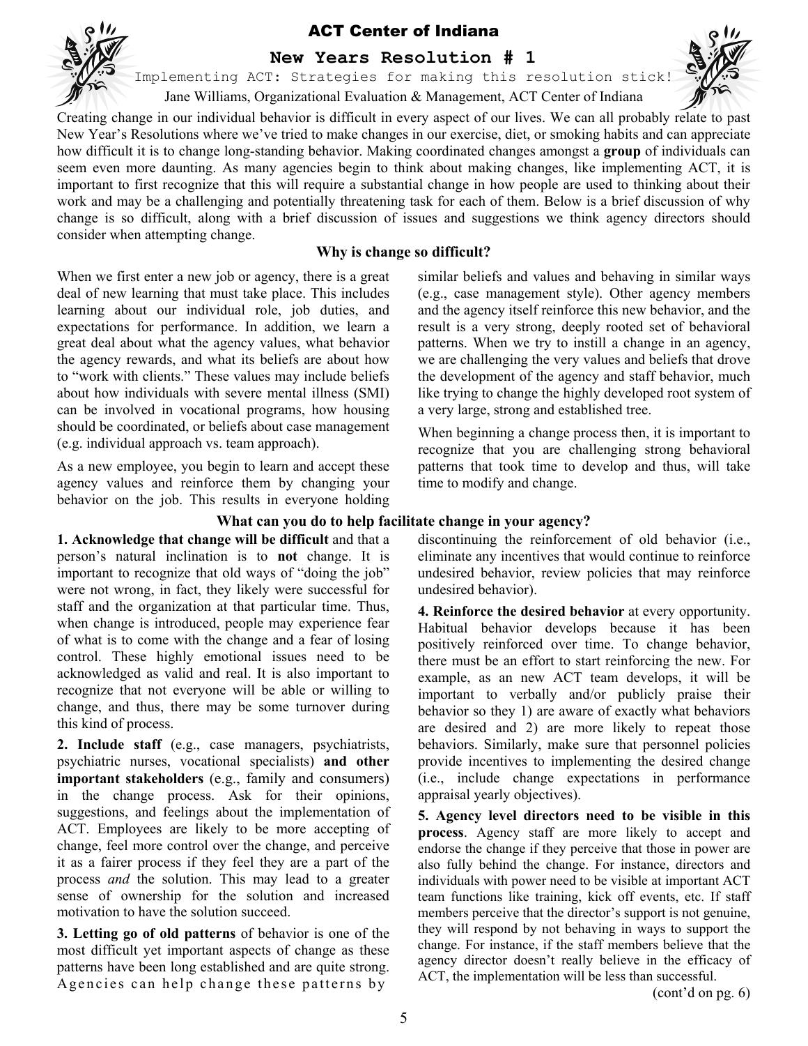# ACT Center of Indiana

## New Years Resolution # 1

Implementing ACT: Strategies for making this resolution stick!

Jane Williams, Organizational Evaluation & Management, ACT Center of Indiana

Creating change in our individual behavior is difficult in every aspect of our lives. We can all probably relate to past New Year's Resolutions where we've tried to make changes in our exercise, diet, or smoking habits and can appreciate how difficult it is to change long-standing behavior. Making coordinated changes amongst a **group** of individuals can seem even more daunting. As many agencies begin to think about making changes, like implementing ACT, it is important to first recognize that this will require a substantial change in how people are used to thinking about their work and may be a challenging and potentially threatening task for each of them. Below is a brief discussion of why change is so difficult, along with a brief discussion of issues and suggestions we think agency directors should consider when attempting change.

### Why is change so difficult?

When we first enter a new job or agency, there is a great deal of new learning that must take place. This includes learning about our individual role, job duties, and expectations for performance. In addition, we learn a great deal about what the agency values, what behavior the agency rewards, and what its beliefs are about how to "work with clients." These values may include beliefs about how individuals with severe mental illness (SMI) can be involved in vocational programs, how housing should be coordinated, or beliefs about case management (e.g. individual approach vs. team approach).

As a new employee, you begin to learn and accept these agency values and reinforce them by changing your behavior on the job. This results in everyone holding similar beliefs and values and behaving in similar ways (e.g., case management style). Other agency members and the agency itself reinforce this new behavior, and the result is a very strong, deeply rooted set of behavioral patterns. When we try to instill a change in an agency, we are challenging the very values and beliefs that drove the development of the agency and staff behavior, much like trying to change the highly developed root system of a very large, strong and established tree.

When beginning a change process then, it is important to recognize that you are challenging strong behavioral patterns that took time to develop and thus, will take time to modify and change.

### What can you do to help facilitate change in your agency?

**1. Acknowledge that change will be difficult** and that a person's natural inclination is to **not** change. It is important to recognize that old ways of "doing the job" were not wrong, in fact, they likely were successful for staff and the organization at that particular time. Thus, when change is introduced, people may experience fear of what is to come with the change and a fear of losing control. These highly emotional issues need to be acknowledged as valid and real. It is also important to recognize that not everyone will be able or willing to change, and thus, there may be some turnover during this kind of process.

**2. Include staff** (e.g., case managers, psychiatrists, psychiatric nurses, vocational specialists) **and other important stakeholders** (e.g., family and consumers) in the change process. Ask for their opinions, suggestions, and feelings about the implementation of ACT. Employees are likely to be more accepting of change, feel more control over the change, and perceive it as a fairer process if they feel they are a part of the process *and* the solution. This may lead to a greater sense of ownership for the solution and increased motivation to have the solution succeed.

**3. Letting go of old patterns** of behavior is one of the most difficult yet important aspects of change as these patterns have been long established and are quite strong. Agencies can help change these patterns by discontinuing the reinforcement of old behavior (i.e., eliminate any incentives that would continue to reinforce undesired behavior, review policies that may reinforce undesired behavior).

**4. Reinforce the desired behavior** at every opportunity. Habitual behavior develops because it has been positively reinforced over time. To change behavior, there must be an effort to start reinforcing the new. For example, as an new ACT team develops, it will be important to verbally and/or publicly praise their behavior so they 1) are aware of exactly what behaviors are desired and 2) are more likely to repeat those behaviors. Similarly, make sure that personnel policies provide incentives to implementing the desired change (i.e., include change expectations in performance appraisal yearly objectives).

**5. Agency level directors need to be visible in this process**. Agency staff are more likely to accept and endorse the change if they perceive that those in power are also fully behind the change. For instance, directors and individuals with power need to be visible at important ACT team functions like training, kick off events, etc. If staff members perceive that the director's support is not genuine, they will respond by not behaving in ways to support the change. For instance, if the staff members believe that the agency director doesn't really believe in the efficacy of ACT, the implementation will be less than successful.

(cont'd on pg. 6)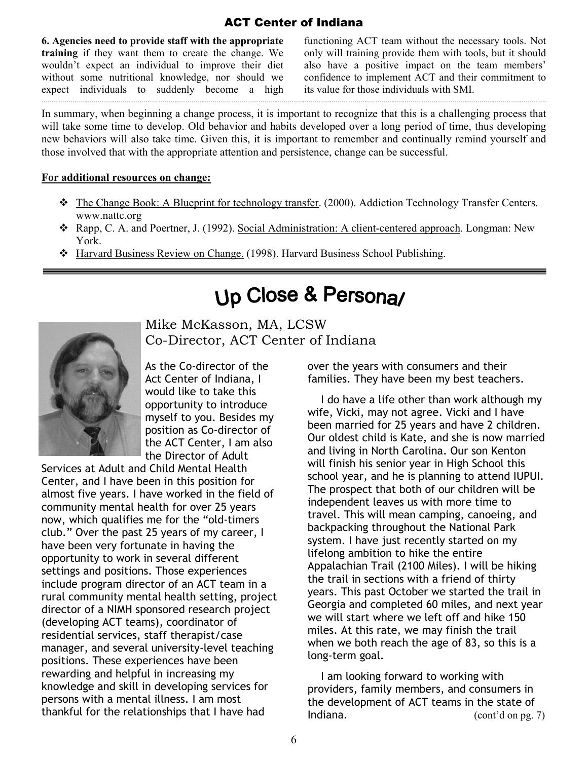**6. Agencies need to provide staff with the appropriate training** if they want them to create the change. We wouldn't expect an individual to improve their diet without some nutritional knowledge, nor should we expect individuals to suddenly become a high functioning ACT team without the necessary tools. Not only will training provide them with tools, but it should also have a positive impact on the team members' confidence to implement ACT and their commitment to its value for those individuals with SMI.

In summary, when beginning a change process, it is important to recognize that this is a challenging process that will take some time to develop. Old behavior and habits developed over a long period of time, thus developing new behaviors will also take time. Given this, it is important to remember and continually remind yourself and those involved that with the appropriate attention and persistence, change can be successful.

**For additional resources on change:**

- The Change Book: A Blueprint for technology transfer. (2000). Addiction Technology Transfer Centers. www.nattc.org
- Rapp, C. A. and Poertner, J. (1992). Social Administration: A client-centered approach. Longman: New York.
- Harvard Business Review on Change. (1998). Harvard Business School Publishing.

# Up Close & Personal

Mike McKasson, MA, LCSW
Co-Director, ACT Center of Indiana

As the Co-director of the Act Center of Indiana, I would like to take this opportunity to introduce myself to you. Besides my position as Co-director of the ACT Center, I am also the Director of Adult Services at Adult and Child Mental Health Center, and I have been in this position for almost five years. I have worked in the field of community mental health for over 25 years now, which qualifies me for the "old-timers club." Over the past 25 years of my career, I have been very fortunate in having the opportunity to work in several different settings and positions. Those experiences include program director of an ACT team in a rural community mental health setting, project director of a NIMH sponsored research project (developing ACT teams), coordinator of residential services, staff therapist/case manager, and several university-level teaching positions. These experiences have been rewarding and helpful in increasing my knowledge and skill in developing services for persons with a mental illness. I am most thankful for the relationships that I have had over the years with consumers and their families. They have been my best teachers.

I do have a life other than work although my wife, Vicki, may not agree. Vicki and I have been married for 25 years and have 2 children. Our oldest child is Kate, and she is now married and living in North Carolina. Our son Kenton will finish his senior year in High School this school year, and he is planning to attend IUPUI. The prospect that both of our children will be independent leaves us with more time to travel. This will mean camping, canoeing, and backpacking throughout the National Park system. I have just recently started on my lifelong ambition to hike the entire Appalachian Trail (2100 Miles). I will be hiking the trail in sections with a friend of thirty years. This past October we started the trail in Georgia and completed 60 miles, and next year we will start where we left off and hike 150 miles. At this rate, we may finish the trail when we both reach the age of 83, so this is a long-term goal.

I am looking forward to working with providers, family members, and consumers in the development of ACT teams in the state of Indiana. (cont'd on pg. 7)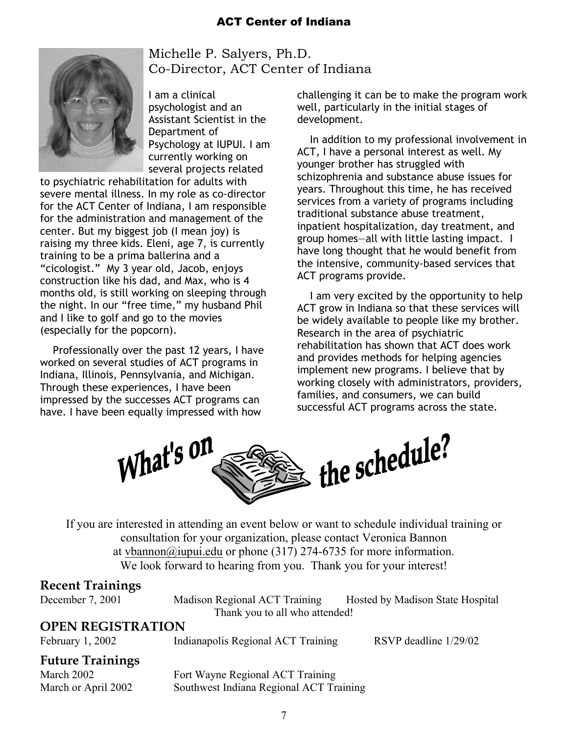## Michelle P. Salyers, Ph.D.
## Co-Director, ACT Center of Indiana

I am a clinical psychologist and an Assistant Scientist in the Department of Psychology at IUPUI. I am currently working on several projects related to psychiatric rehabilitation for adults with severe mental illness. In my role as co-director for the ACT Center of Indiana, I am responsible for the administration and management of the center. But my biggest job (I mean joy) is raising my three kids. Eleni, age 7, is currently training to be a prima ballerina and a "cicologist." My 3 year old, Jacob, enjoys construction like his dad, and Max, who is 4 months old, is still working on sleeping through the night. In our "free time," my husband Phil and I like to golf and go to the movies (especially for the popcorn).

Professionally over the past 12 years, I have worked on several studies of ACT programs in Indiana, Illinois, Pennsylvania, and Michigan. Through these experiences, I have been impressed by the successes ACT programs can have. I have been equally impressed with how challenging it can be to make the program work well, particularly in the initial stages of development.

In addition to my professional involvement in ACT, I have a personal interest as well. My younger brother has struggled with schizophrenia and substance abuse issues for years. Throughout this time, he has received services from a variety of programs including traditional substance abuse treatment, inpatient hospitalization, day treatment, and group homes—all with little lasting impact. I have long thought that he would benefit from the intensive, community-based services that ACT programs provide.

I am very excited by the opportunity to help ACT grow in Indiana so that these services will be widely available to people like my brother. Research in the area of psychiatric rehabilitation has shown that ACT does work and provides methods for helping agencies implement new programs. I believe that by working closely with administrators, providers, families, and consumers, we can build successful ACT programs across the state.

# What's on the schedule?

If you are interested in attending an event below or want to schedule individual training or consultation for your organization, please contact Veronica Bannon at vbannon@iupui.edu or phone (317) 274-6735 for more information. We look forward to hearing from you. Thank you for your interest!

## Recent Trainings

December 7, 2001 — Madison Regional ACT Training — Hosted by Madison State Hospital

Thank you to all who attended!

## OPEN REGISTRATION

February 1, 2002 — Indianapolis Regional ACT Training — RSVP deadline 1/29/02

## Future Trainings

March 2002 — Fort Wayne Regional ACT Training

March or April 2002 — Southwest Indiana Regional ACT Training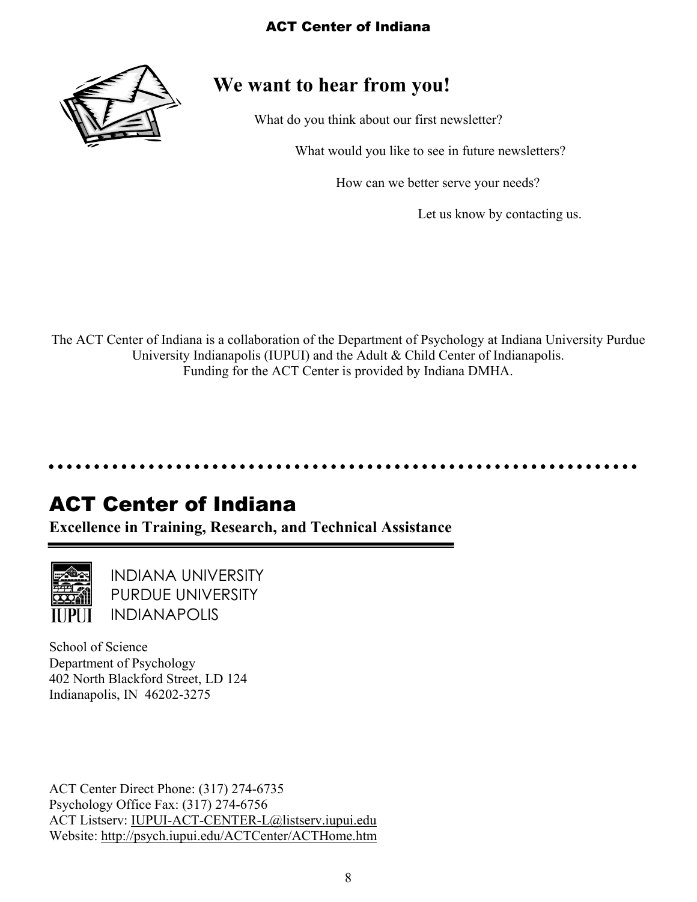# We want to hear from you!

What do you think about our first newsletter?

What would you like to see in future newsletters?

How can we better serve your needs?

Let us know by contacting us.

The ACT Center of Indiana is a collaboration of the Department of Psychology at Indiana University Purdue University Indianapolis (IUPUI) and the Adult & Child Center of Indianapolis.
Funding for the ACT Center is provided by Indiana DMHA.

---

# ACT Center of Indiana

**Excellence in Training, Research, and Technical Assistance**

IUPUI

INDIANA UNIVERSITY
PURDUE UNIVERSITY
INDIANAPOLIS

School of Science
Department of Psychology
402 North Blackford Street, LD 124
Indianapolis, IN 46202-3275

ACT Center Direct Phone: (317) 274-6735
Psychology Office Fax: (317) 274-6756
ACT Listserv: IUPUI-ACT-CENTER-L@listserv.iupui.edu
Website: http://psych.iupui.edu/ACTCenter/ACTHome.htm